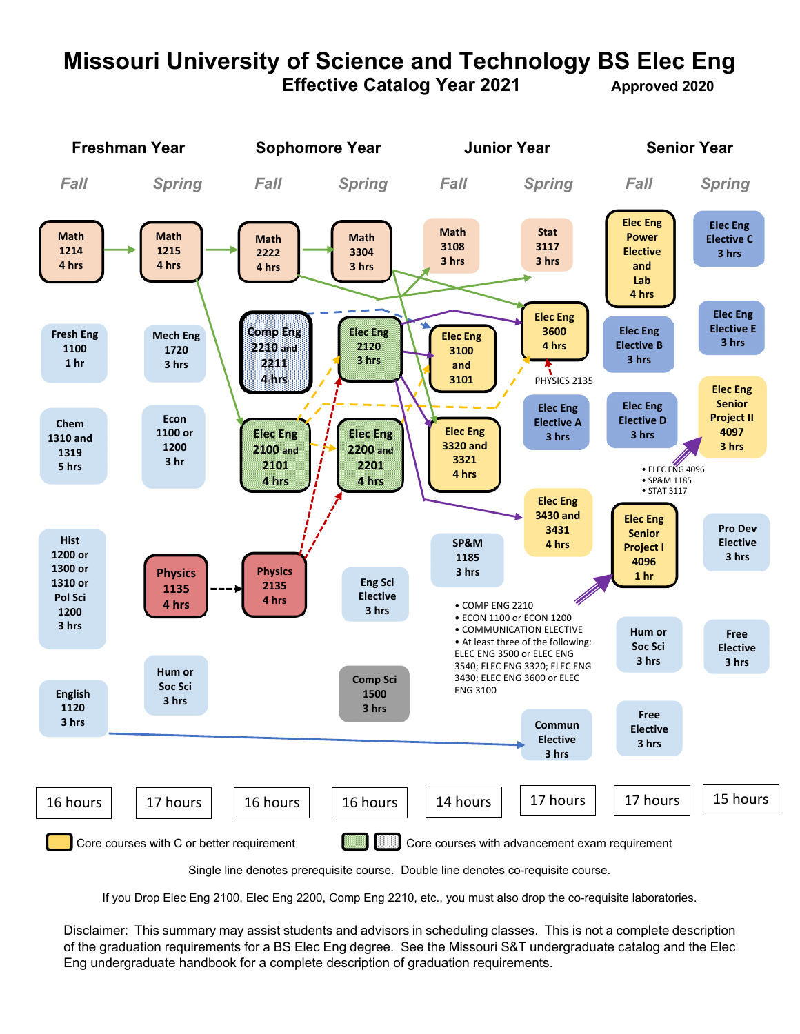# Missouri University of Science and Technology BS Elec Eng

## Effective Catalog Year 2021 — Approved 2020

| Freshman Year Fall | Freshman Year Spring | Sophomore Year Fall | Sophomore Year Spring | Junior Year Fall | Junior Year Spring | Senior Year Fall | Senior Year Spring |
|---|---|---|---|---|---|---|---|
| Math 1214 4 hrs | Math 1215 4 hrs | Math 2222 4 hrs | Math 3304 3 hrs | Math 3108 3 hrs | Stat 3117 3 hrs | Elec Eng Power Elective and Lab 4 hrs | Elec Eng Elective C 3 hrs |
| Fresh Eng 1100 1 hr | Mech Eng 1720 3 hrs | Comp Eng 2210 and 2211 4 hrs | Elec Eng 2120 3 hrs | Elec Eng 3100 and 3101 | Elec Eng 3600 4 hrs | Elec Eng Elective B 3 hrs | Elec Eng Elective E 3 hrs |
| Chem 1310 and 1319 5 hrs | Econ 1100 or 1200 3 hr | Elec Eng 2100 and 2101 4 hrs | Elec Eng 2200 and 2201 4 hrs | Elec Eng 3320 and 3321 4 hrs | Elec Eng Elective A 3 hrs | Elec Eng Elective D 3 hrs | Elec Eng Senior Project II 4097 3 hrs |
| Hist 1200 or 1300 or 1310 or Pol Sci 1200 3 hrs | Physics 1135 4 hrs | Physics 2135 4 hrs | Eng Sci Elective 3 hrs | SP&M 1185 3 hrs | Elec Eng 3430 and 3431 4 hrs | Elec Eng Senior Project I 4096 1 hr | Pro Dev Elective 3 hrs |
| English 1120 3 hrs | Hum or Soc Sci 3 hrs | | Comp Sci 1500 3 hrs | | Commun Elective 3 hrs | Hum or Soc Sci 3 hrs | Free Elective 3 hrs |
| | | | | | | Free Elective 3 hrs | |
| 16 hours | 17 hours | 16 hours | 16 hours | 14 hours | 17 hours | 17 hours | 15 hours |

Elec Eng 3600 prerequisite: PHYSICS 2135

Elec Eng Senior Project I 4096 prerequisites:
- COMP ENG 2210
- ECON 1100 or ECON 1200
- COMMUNICATION ELECTIVE
- At least three of the following: ELEC ENG 3500 or ELEC ENG 3540; ELEC ENG 3320; ELEC ENG 3430; ELEC ENG 3600 or ELEC ENG 3100

Elec Eng Senior Project II 4097 prerequisites:
- ELEC ENG 4096
- SP&M 1185
- STAT 3117

Core courses with C or better requirement (yellow)

Core courses with advancement exam requirement (green / dotted)

Single line denotes prerequisite course. Double line denotes co-requisite course.

If you Drop Elec Eng 2100, Elec Eng 2200, Comp Eng 2210, etc., you must also drop the co-requisite laboratories.

Disclaimer: This summary may assist students and advisors in scheduling classes. This is not a complete description of the graduation requirements for a BS Elec Eng degree. See the Missouri S&T undergraduate catalog and the Elec Eng undergraduate handbook for a complete description of graduation requirements.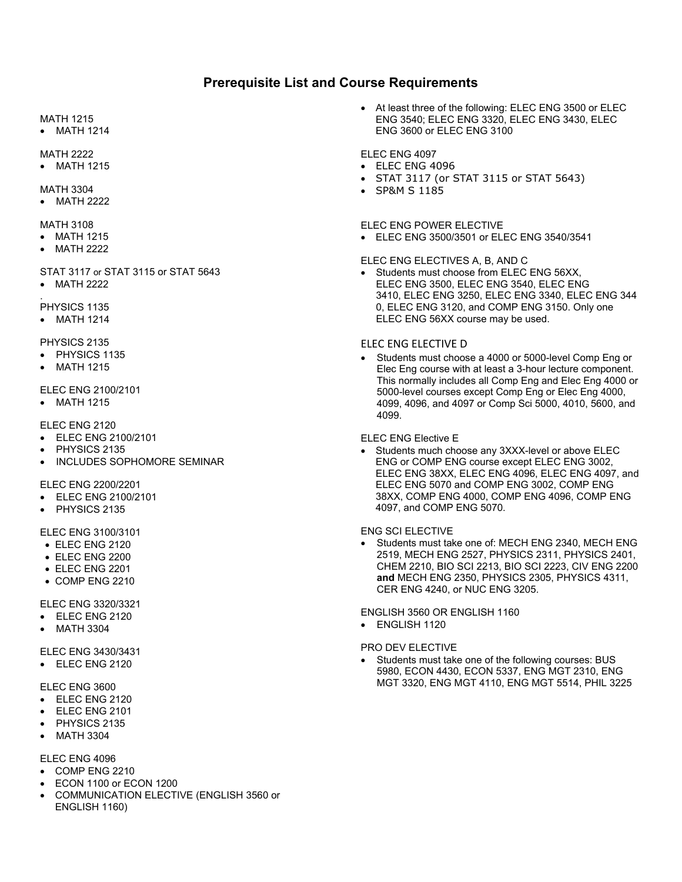# Prerequisite List and Course Requirements

MATH 1215
- MATH 1214

MATH 2222
- MATH 1215

MATH 3304
- MATH 2222

MATH 3108
- MATH 1215
- MATH 2222

STAT 3117 or STAT 3115 or STAT 5643
- MATH 2222

.

PHYSICS 1135
- MATH 1214

PHYSICS 2135
- PHYSICS 1135
- MATH 1215

ELEC ENG 2100/2101
- MATH 1215

ELEC ENG 2120
- ELEC ENG 2100/2101
- PHYSICS 2135
- INCLUDES SOPHOMORE SEMINAR

ELEC ENG 2200/2201
- ELEC ENG 2100/2101
- PHYSICS 2135

ELEC ENG 3100/3101
- ELEC ENG 2120
- ELEC ENG 2200
- ELEC ENG 2201
- COMP ENG 2210

ELEC ENG 3320/3321
- ELEC ENG 2120
- MATH 3304

ELEC ENG 3430/3431
- ELEC ENG 2120

ELEC ENG 3600
- ELEC ENG 2120
- ELEC ENG 2101
- PHYSICS 2135
- MATH 3304

ELEC ENG 4096
- COMP ENG 2210
- ECON 1100 or ECON 1200
- COMMUNICATION ELECTIVE (ENGLISH 3560 or ENGLISH 1160)
- At least three of the following: ELEC ENG 3500 or ELEC ENG 3540; ELEC ENG 3320, ELEC ENG 3430, ELEC ENG 3600 or ELEC ENG 3100

ELEC ENG 4097
- ELEC ENG 4096
- STAT 3117 (or STAT 3115 or STAT 5643)
- SP&M S 1185

ELEC ENG POWER ELECTIVE
- ELEC ENG 3500/3501 or ELEC ENG 3540/3541

ELEC ENG ELECTIVES A, B, AND C
- Students must choose from ELEC ENG 56XX, ELEC ENG 3500, ELEC ENG 3540, ELEC ENG 3410, ELEC ENG 3250, ELEC ENG 3340, ELEC ENG 3440, ELEC ENG 3120, and COMP ENG 3150. Only one ELEC ENG 56XX course may be used.

ELEC ENG ELECTIVE D
- Students must choose a 4000 or 5000-level Comp Eng or Elec Eng course with at least a 3-hour lecture component. This normally includes all Comp Eng and Elec Eng 4000 or 5000-level courses except Comp Eng or Elec Eng 4000, 4099, 4096, and 4097 or Comp Sci 5000, 4010, 5600, and 4099.

ELEC ENG Elective E
- Students much choose any 3XXX-level or above ELEC ENG or COMP ENG course except ELEC ENG 3002, ELEC ENG 38XX, ELEC ENG 4096, ELEC ENG 4097, and ELEC ENG 5070 and COMP ENG 3002, COMP ENG 38XX, COMP ENG 4000, COMP ENG 4096, COMP ENG 4097, and COMP ENG 5070.

ENG SCI ELECTIVE
- Students must take one of: MECH ENG 2340, MECH ENG 2519, MECH ENG 2527, PHYSICS 2311, PHYSICS 2401, CHEM 2210, BIO SCI 2213, BIO SCI 2223, CIV ENG 2200 **and** MECH ENG 2350, PHYSICS 2305, PHYSICS 4311, CER ENG 4240, or NUC ENG 3205.

ENGLISH 3560 OR ENGLISH 1160
- ENGLISH 1120

PRO DEV ELECTIVE
- Students must take one of the following courses: BUS 5980, ECON 4430, ECON 5337, ENG MGT 2310, ENG MGT 3320, ENG MGT 4110, ENG MGT 5514, PHIL 3225